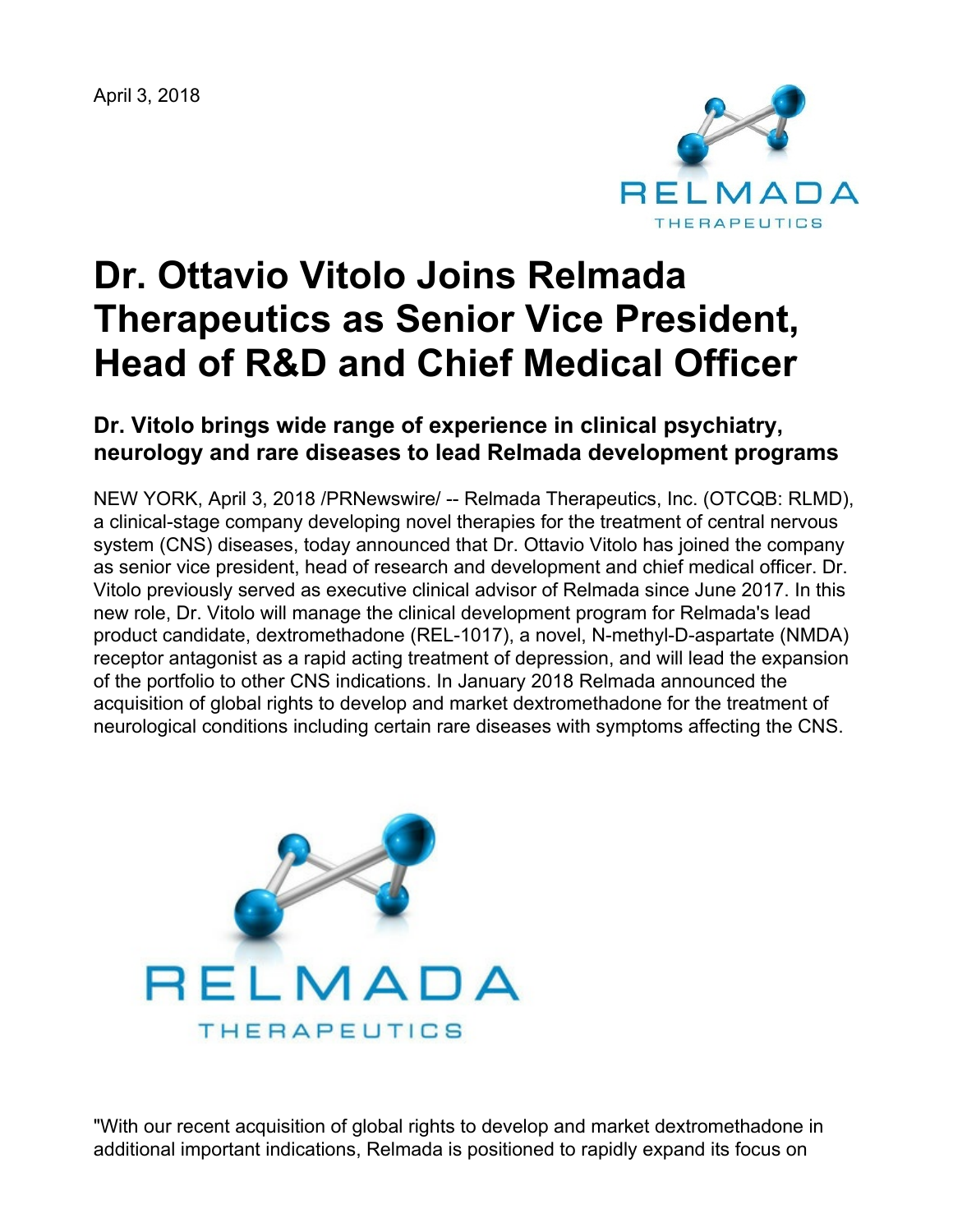April 3, 2018

# Dr. Ottavio Vitolo Joins Relmada Therapeutics as Senior Vice President, Head of R&D and Chief Medical Officer

## Dr. Vitolo brings wide range of experience in clinical psychiatry, neurology and rare diseases to lead Relmada development programs

NEW YORK, April 3, 2018 /PRNewswire/ -- Relmada Therapeutics, Inc. (OTCQB: RLMD), a clinical-stage company developing novel therapies for the treatment of central nervous system (CNS) diseases, today announced that Dr. Ottavio Vitolo has joined the company as senior vice president, head of research and development and chief medical officer. Dr. Vitolo previously served as executive clinical advisor of Relmada since June 2017. In this new role, Dr. Vitolo will manage the clinical development program for Relmada's lead product candidate, dextromethadone (REL-1017), a novel, N-methyl-D-aspartate (NMDA) receptor antagonist as a rapid acting treatment of depression, and will lead the expansion of the portfolio to other CNS indications. In January 2018 Relmada announced the acquisition of global rights to develop and market dextromethadone for the treatment of neurological conditions including certain rare diseases with symptoms affecting the CNS.

"With our recent acquisition of global rights to develop and market dextromethadone in additional important indications, Relmada is positioned to rapidly expand its focus on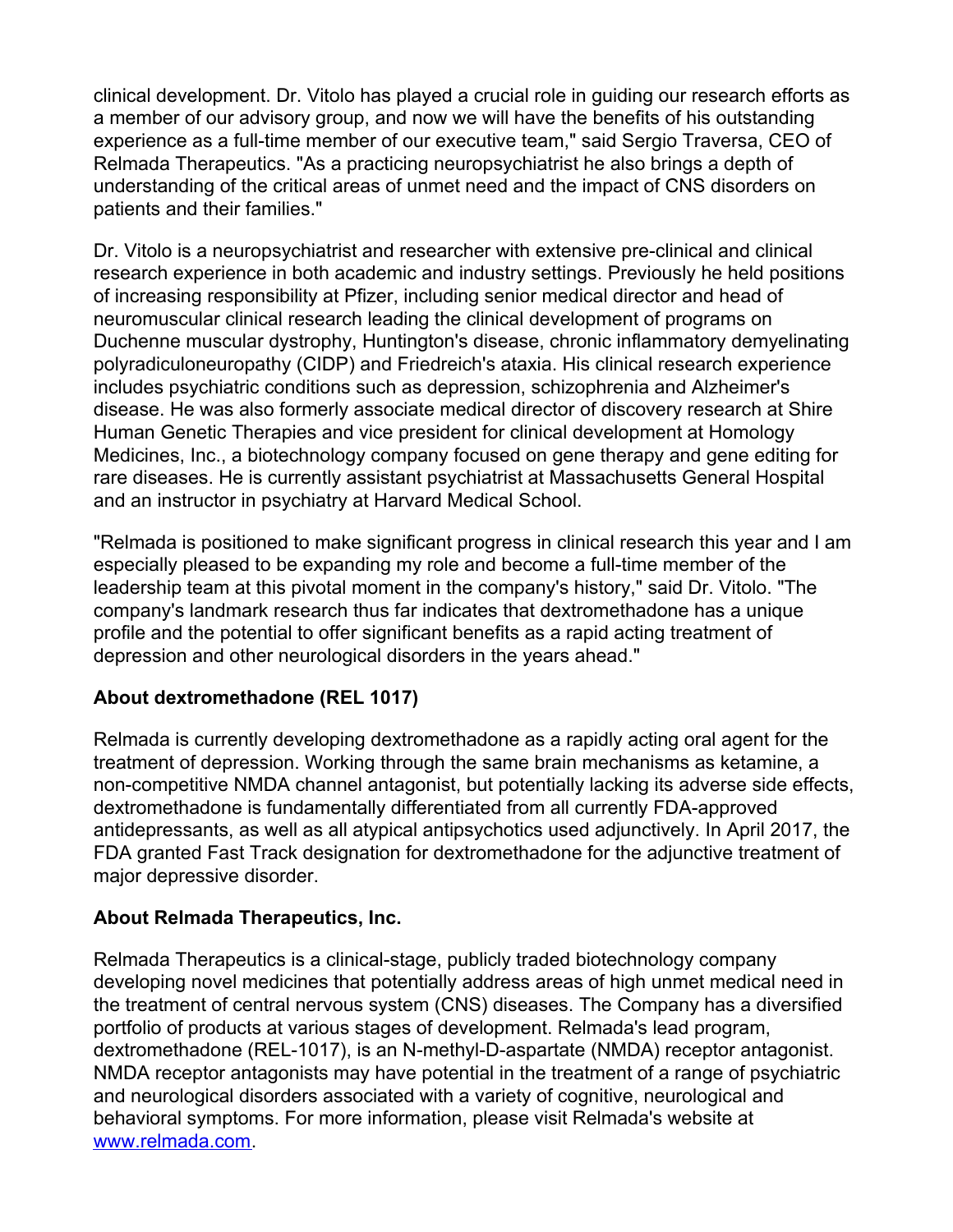clinical development. Dr. Vitolo has played a crucial role in guiding our research efforts as a member of our advisory group, and now we will have the benefits of his outstanding experience as a full-time member of our executive team," said Sergio Traversa, CEO of Relmada Therapeutics. "As a practicing neuropsychiatrist he also brings a depth of understanding of the critical areas of unmet need and the impact of CNS disorders on patients and their families."

Dr. Vitolo is a neuropsychiatrist and researcher with extensive pre-clinical and clinical research experience in both academic and industry settings. Previously he held positions of increasing responsibility at Pfizer, including senior medical director and head of neuromuscular clinical research leading the clinical development of programs on Duchenne muscular dystrophy, Huntington's disease, chronic inflammatory demyelinating polyradiculoneuropathy (CIDP) and Friedreich's ataxia. His clinical research experience includes psychiatric conditions such as depression, schizophrenia and Alzheimer's disease. He was also formerly associate medical director of discovery research at Shire Human Genetic Therapies and vice president for clinical development at Homology Medicines, Inc., a biotechnology company focused on gene therapy and gene editing for rare diseases. He is currently assistant psychiatrist at Massachusetts General Hospital and an instructor in psychiatry at Harvard Medical School.

"Relmada is positioned to make significant progress in clinical research this year and I am especially pleased to be expanding my role and become a full-time member of the leadership team at this pivotal moment in the company's history," said Dr. Vitolo. "The company's landmark research thus far indicates that dextromethadone has a unique profile and the potential to offer significant benefits as a rapid acting treatment of depression and other neurological disorders in the years ahead."

**About dextromethadone (REL 1017)**

Relmada is currently developing dextromethadone as a rapidly acting oral agent for the treatment of depression. Working through the same brain mechanisms as ketamine, a non-competitive NMDA channel antagonist, but potentially lacking its adverse side effects, dextromethadone is fundamentally differentiated from all currently FDA-approved antidepressants, as well as all atypical antipsychotics used adjunctively. In April 2017, the FDA granted Fast Track designation for dextromethadone for the adjunctive treatment of major depressive disorder.

**About Relmada Therapeutics, Inc.**

Relmada Therapeutics is a clinical-stage, publicly traded biotechnology company developing novel medicines that potentially address areas of high unmet medical need in the treatment of central nervous system (CNS) diseases. The Company has a diversified portfolio of products at various stages of development. Relmada's lead program, dextromethadone (REL-1017), is an N-methyl-D-aspartate (NMDA) receptor antagonist. NMDA receptor antagonists may have potential in the treatment of a range of psychiatric and neurological disorders associated with a variety of cognitive, neurological and behavioral symptoms. For more information, please visit Relmada's website at [www.relmada.com](http://www.relmada.com).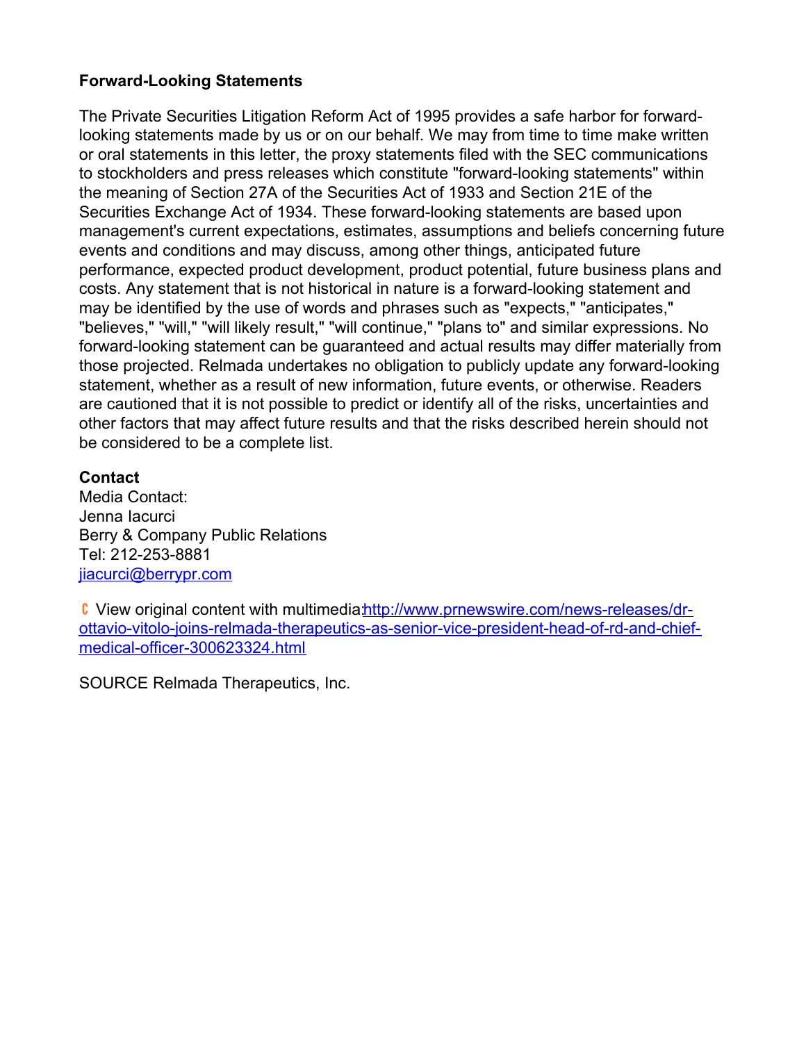**Forward-Looking Statements**

The Private Securities Litigation Reform Act of 1995 provides a safe harbor for forward-looking statements made by us or on our behalf. We may from time to time make written or oral statements in this letter, the proxy statements filed with the SEC communications to stockholders and press releases which constitute "forward-looking statements" within the meaning of Section 27A of the Securities Act of 1933 and Section 21E of the Securities Exchange Act of 1934. These forward-looking statements are based upon management's current expectations, estimates, assumptions and beliefs concerning future events and conditions and may discuss, among other things, anticipated future performance, expected product development, product potential, future business plans and costs. Any statement that is not historical in nature is a forward-looking statement and may be identified by the use of words and phrases such as "expects," "anticipates," "believes," "will," "will likely result," "will continue," "plans to" and similar expressions. No forward-looking statement can be guaranteed and actual results may differ materially from those projected. Relmada undertakes no obligation to publicly update any forward-looking statement, whether as a result of new information, future events, or otherwise. Readers are cautioned that it is not possible to predict or identify all of the risks, uncertainties and other factors that may affect future results and that the risks described herein should not be considered to be a complete list.

**Contact**
Media Contact:
Jenna Iacurci
Berry & Company Public Relations
Tel: 212-253-8881
jiacurci@berrypr.com

View original content with multimedia:http://www.prnewswire.com/news-releases/dr-ottavio-vitolo-joins-relmada-therapeutics-as-senior-vice-president-head-of-rd-and-chief-medical-officer-300623324.html

SOURCE Relmada Therapeutics, Inc.